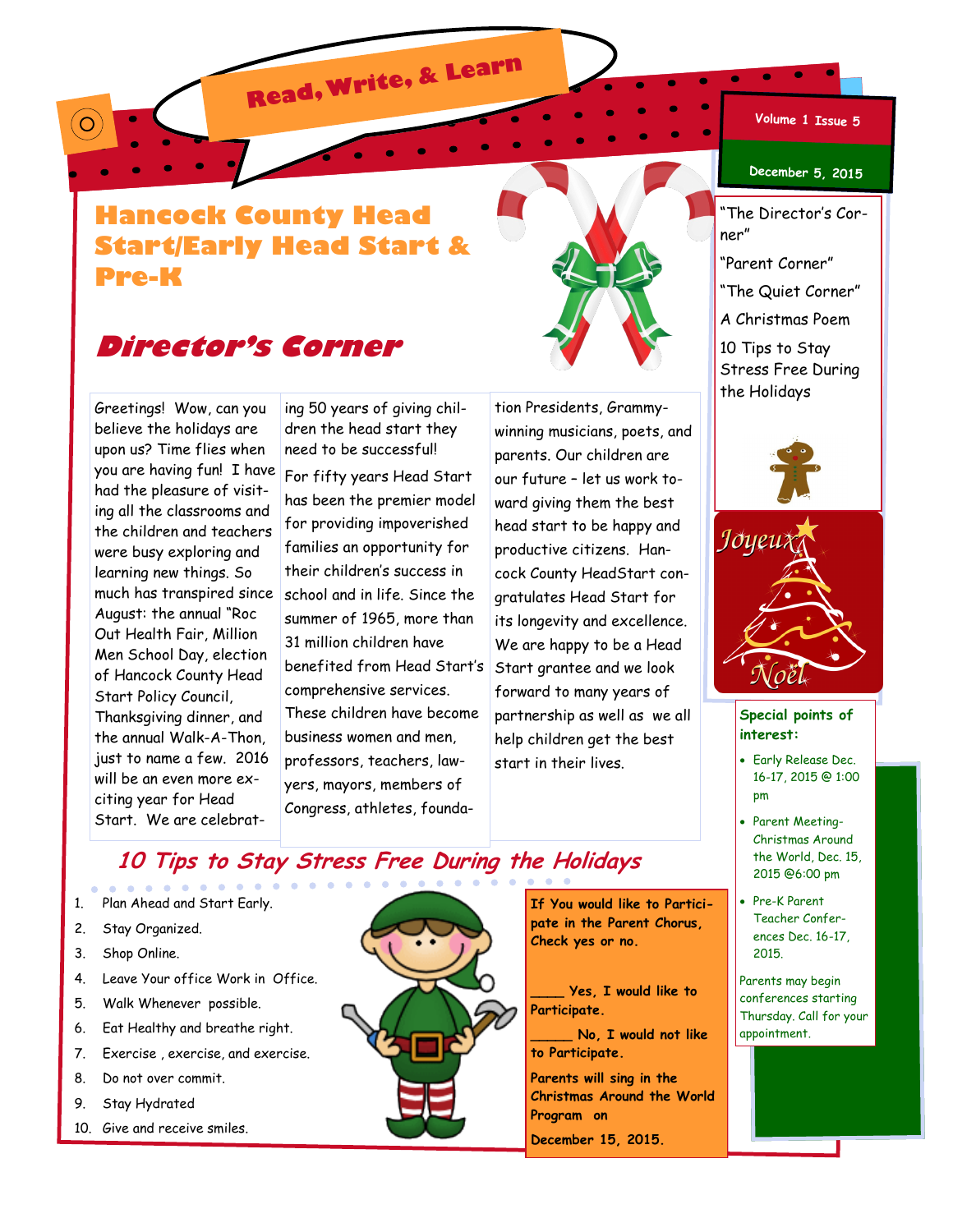# Read, Write, & Learn

Volume 1 Issue 5

December 5, 2015

# Hancock County Head Start/Early Head Start & Pre-K

- "The Director's Corner"
- "Parent Corner"
- "The Quiet Corner"
- A Christmas Poem
- 10 Tips to Stay Stress Free During the Holidays

## Director's Corner

Greetings! Wow, can you believe the holidays are upon us? Time flies when you are having fun! I have had the pleasure of visiting all the classrooms and the children and teachers were busy exploring and learning new things. So much has transpired since August: the annual "Roc Out Health Fair, Million Men School Day, election of Hancock County Head Start Policy Council, Thanksgiving dinner, and the annual Walk-A-Thon, just to name a few. 2016 will be an even more exciting year for Head Start. We are celebrating 50 years of giving children the head start they need to be successful!

For fifty years Head Start has been the premier model for providing impoverished families an opportunity for their children's success in school and in life. Since the summer of 1965, more than 31 million children have benefited from Head Start's comprehensive services. These children have become business women and men, professors, teachers, lawyers, mayors, members of Congress, athletes, foundation Presidents, Grammy-winning musicians, poets, and parents. Our children are our future – let us work toward giving them the best head start to be happy and productive citizens. Hancock County HeadStart congratulates Head Start for its longevity and excellence. We are happy to be a Head Start grantee and we look forward to many years of partnership as well as we all help children get the best start in their lives.

Joyeux Noël

**Special points of interest:**

- Early Release Dec. 16-17, 2015 @ 1:00 pm
- Parent Meeting-Christmas Around the World, Dec. 15, 2015 @6:00 pm
- Pre-K Parent Teacher Conferences Dec. 16-17, 2015.

Parents may begin conferences starting Thursday. Call for your appointment.

## 10 Tips to Stay Stress Free During the Holidays

1. Plan Ahead and Start Early.
2. Stay Organized.
3. Shop Online.
4. Leave Your office Work in Office.
5. Walk Whenever possible.
6. Eat Healthy and breathe right.
7. Exercise , exercise, and exercise.
8. Do not over commit.
9. Stay Hydrated
10. Give and receive smiles.

**If You would like to Participate in the Parent Chorus, Check yes or no.**

**\_\_\_\_ Yes, I would like to Participate.**

**\_\_\_\_\_ No, I would not like to Participate.**

**Parents will sing in the Christmas Around the World Program on**

**December 15, 2015.**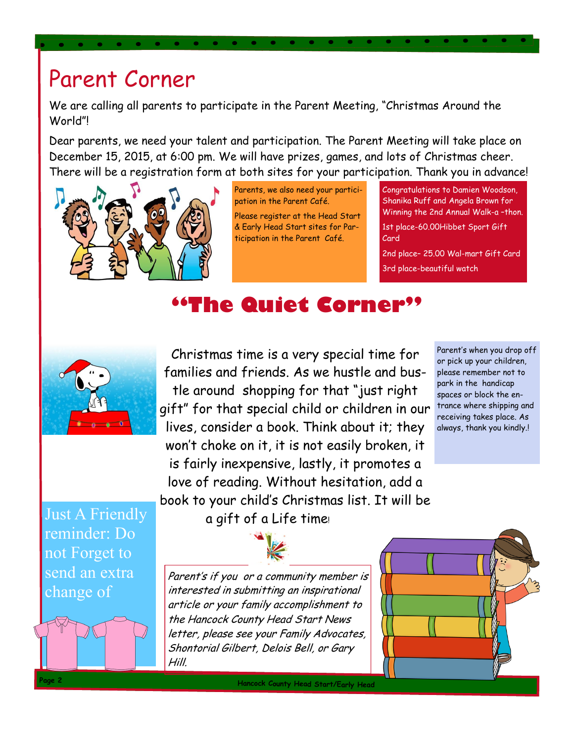# Parent Corner

We are calling all parents to participate in the Parent Meeting, "Christmas Around the World"!

Dear parents, we need your talent and participation. The Parent Meeting will take place on December 15, 2015, at 6:00 pm. We will have prizes, games, and lots of Christmas cheer. There will be a registration form at both sites for your participation. Thank you in advance!

Parents, we also need your participation in the Parent Café.

Please register at the Head Start & Early Head Start sites for Participation in the Parent Café.

Congratulations to Damien Woodson, Shanika Ruff and Angela Brown for Winning the 2nd Annual Walk-a -thon.

1st place-60.00Hibbet Sport Gift Card

2nd place- 25.00 Wal-mart Gift Card

3rd place-beautiful watch

## "The Quiet Corner"

Christmas time is a very special time for families and friends. As we hustle and bustle around shopping for that "just right gift" for that special child or children in our lives, consider a book. Think about it; they won't choke on it, it is not easily broken, it is fairly inexpensive, lastly, it promotes a love of reading. Without hesitation, add a book to your child's Christmas list. It will be a gift of a Life time!

Parent's when you drop off or pick up your children, please remember not to park in the handicap spaces or block the entrance where shipping and receiving takes place. As always, thank you kindly.!

Just A Friendly reminder: Do not Forget to send an extra change of

*Parent's if you or a community member is interested in submitting an inspirational article or your family accomplishment to the Hancock County Head Start News letter, please see your Family Advocates, Shontorial Gilbert, Delois Bell, or Gary Hill.*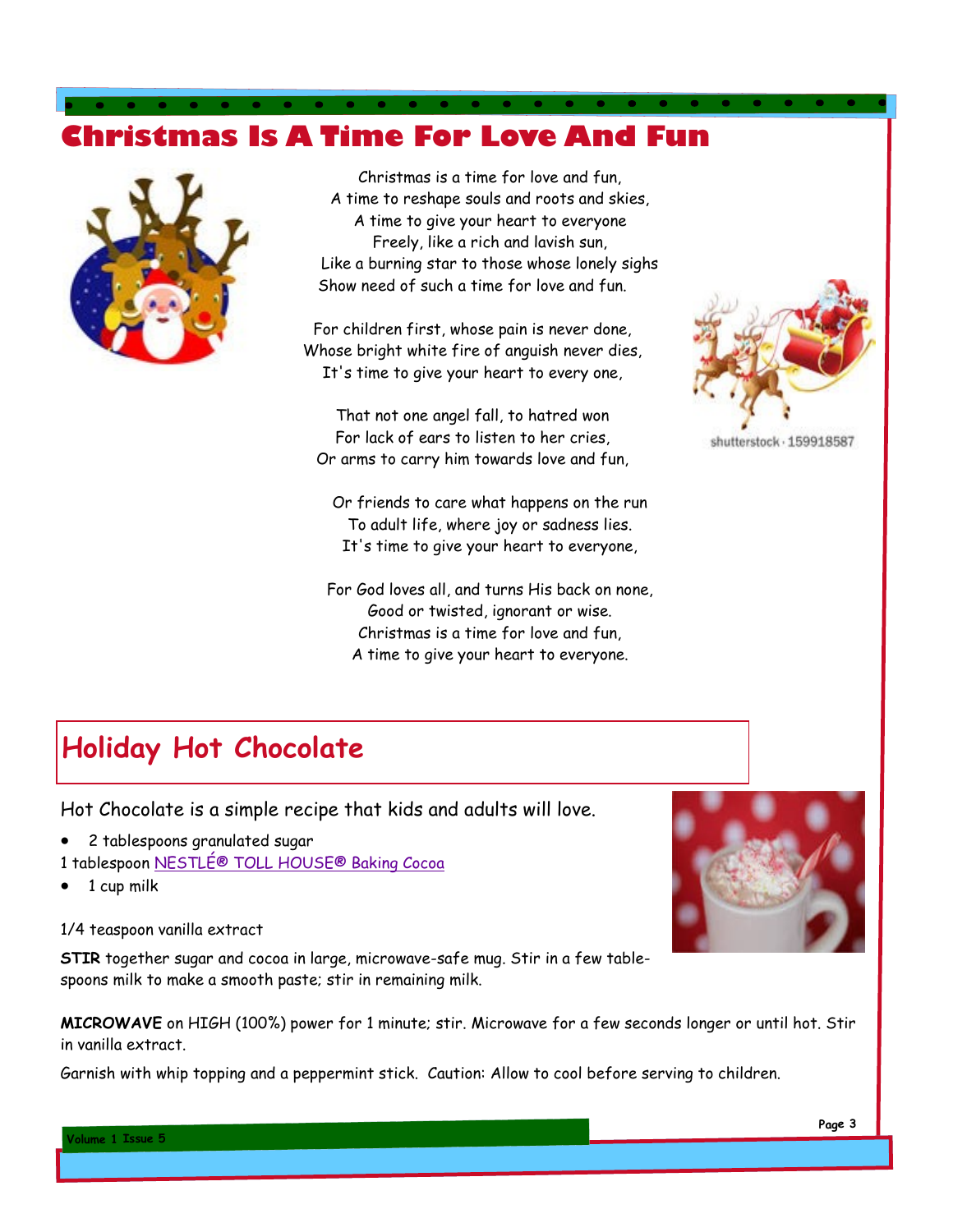# Christmas Is A Time For Love And Fun

Christmas is a time for love and fun,
A time to reshape souls and roots and skies,
A time to give your heart to everyone
Freely, like a rich and lavish sun,
Like a burning star to those whose lonely sighs
Show need of such a time for love and fun.

For children first, whose pain is never done,
Whose bright white fire of anguish never dies,
It's time to give your heart to every one,

That not one angel fall, to hatred won
For lack of ears to listen to her cries,
Or arms to carry him towards love and fun,

Or friends to care what happens on the run
To adult life, where joy or sadness lies.
It's time to give your heart to everyone,

For God loves all, and turns His back on none,
Good or twisted, ignorant or wise.
Christmas is a time for love and fun,
A time to give your heart to everyone.

shutterstock · 159918587

# Holiday Hot Chocolate

Hot Chocolate is a simple recipe that kids and adults will love.

- 2 tablespoons granulated sugar

1 tablespoon NESTLÉ® TOLL HOUSE® Baking Cocoa

- 1 cup milk

1/4 teaspoon vanilla extract

**STIR** together sugar and cocoa in large, microwave-safe mug. Stir in a few tablespoons milk to make a smooth paste; stir in remaining milk.

**MICROWAVE** on HIGH (100%) power for 1 minute; stir. Microwave for a few seconds longer or until hot. Stir in vanilla extract.

Garnish with whip topping and a peppermint stick. Caution: Allow to cool before serving to children.